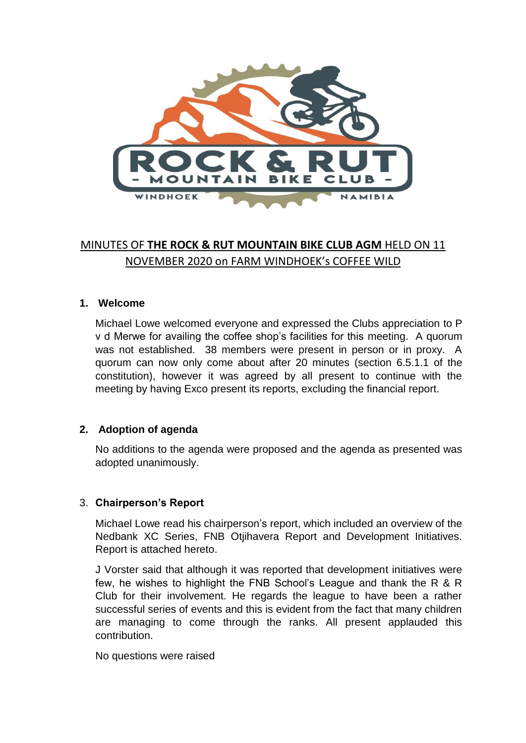MINUTES OF **THE ROCK & RUT MOUNTAIN BIKE CLUB AGM** HELD ON 11 NOVEMBER 2020 on FARM WINDHOEK's COFFEE WILD

## 1. Welcome

Michael Lowe welcomed everyone and expressed the Clubs appreciation to P v d Merwe for availing the coffee shop's facilities for this meeting. A quorum was not established. 38 members were present in person or in proxy. A quorum can now only come about after 20 minutes (section 6.5.1.1 of the constitution), however it was agreed by all present to continue with the meeting by having Exco present its reports, excluding the financial report.

## 2. Adoption of agenda

No additions to the agenda were proposed and the agenda as presented was adopted unanimously.

## 3. Chairperson's Report

Michael Lowe read his chairperson's report, which included an overview of the Nedbank XC Series, FNB Otjihavera Report and Development Initiatives. Report is attached hereto.

J Vorster said that although it was reported that development initiatives were few, he wishes to highlight the FNB School's League and thank the R & R Club for their involvement. He regards the league to have been a rather successful series of events and this is evident from the fact that many children are managing to come through the ranks. All present applauded this contribution.

No questions were raised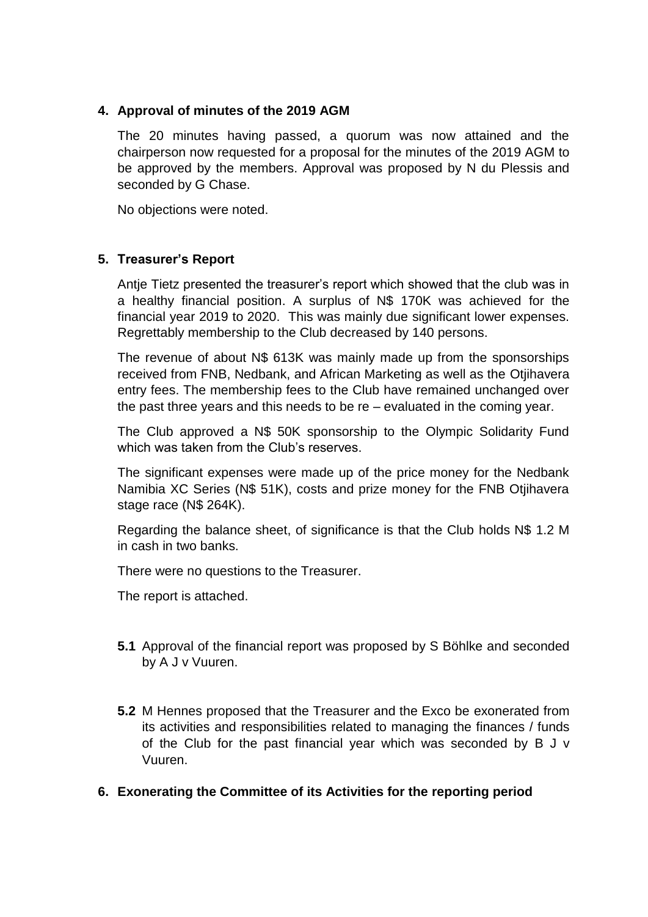## 4. Approval of minutes of the 2019 AGM

The 20 minutes having passed, a quorum was now attained and the chairperson now requested for a proposal for the minutes of the 2019 AGM to be approved by the members. Approval was proposed by N du Plessis and seconded by G Chase.

No objections were noted.

## 5. Treasurer's Report

Antje Tietz presented the treasurer's report which showed that the club was in a healthy financial position. A surplus of N$ 170K was achieved for the financial year 2019 to 2020. This was mainly due significant lower expenses. Regrettably membership to the Club decreased by 140 persons.

The revenue of about N$ 613K was mainly made up from the sponsorships received from FNB, Nedbank, and African Marketing as well as the Otjihavera entry fees. The membership fees to the Club have remained unchanged over the past three years and this needs to be re – evaluated in the coming year.

The Club approved a N$ 50K sponsorship to the Olympic Solidarity Fund which was taken from the Club's reserves.

The significant expenses were made up of the price money for the Nedbank Namibia XC Series (N$ 51K), costs and prize money for the FNB Otjihavera stage race (N$ 264K).

Regarding the balance sheet, of significance is that the Club holds N$ 1.2 M in cash in two banks.

There were no questions to the Treasurer.

The report is attached.

**5.1** Approval of the financial report was proposed by S Böhlke and seconded by A J v Vuuren.

**5.2** M Hennes proposed that the Treasurer and the Exco be exonerated from its activities and responsibilities related to managing the finances / funds of the Club for the past financial year which was seconded by B J v Vuuren.

## 6. Exonerating the Committee of its Activities for the reporting period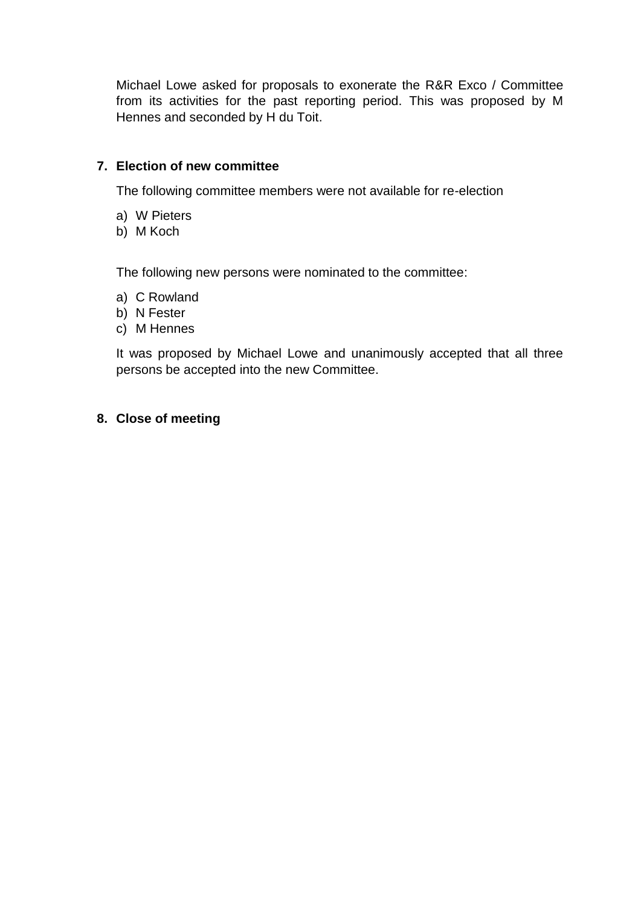Michael Lowe asked for proposals to exonerate the R&R Exco / Committee from its activities for the past reporting period. This was proposed by M Hennes and seconded by H du Toit.

## 7. Election of new committee

The following committee members were not available for re-election

a) W Pieters
b) M Koch

The following new persons were nominated to the committee:

a) C Rowland
b) N Fester
c) M Hennes

It was proposed by Michael Lowe and unanimously accepted that all three persons be accepted into the new Committee.

## 8. Close of meeting